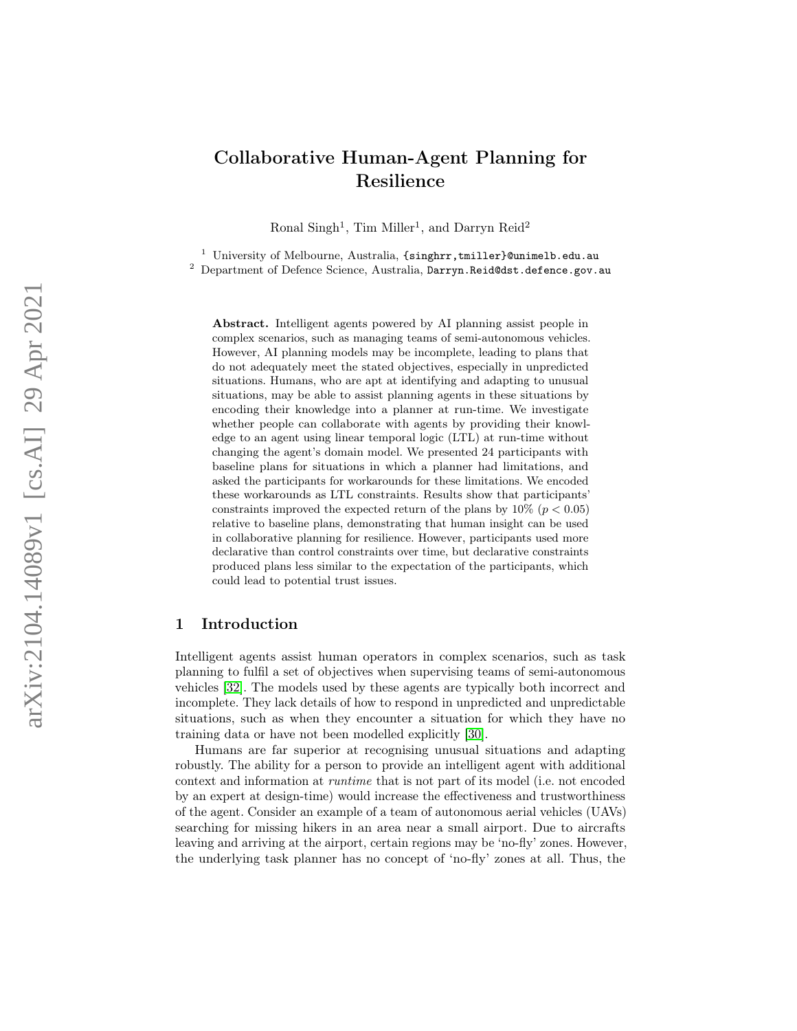# Collaborative Human-Agent Planning for Resilience

Ronal Singh[1], Tim Miller[1], and Darryn Reid[2]

[1] University of Melbourne, Australia, {singhrr,tmiller}@unimelb.edu.au
[2] Department of Defence Science, Australia, Darryn.Reid@dst.defence.gov.au

**Abstract.** Intelligent agents powered by AI planning assist people in complex scenarios, such as managing teams of semi-autonomous vehicles. However, AI planning models may be incomplete, leading to plans that do not adequately meet the stated objectives, especially in unpredicted situations. Humans, who are apt at identifying and adapting to unusual situations, may be able to assist planning agents in these situations by encoding their knowledge into a planner at run-time. We investigate whether people can collaborate with agents by providing their knowledge to an agent using linear temporal logic (LTL) at run-time without changing the agent's domain model. We presented 24 participants with baseline plans for situations in which a planner had limitations, and asked the participants for workarounds for these limitations. We encoded these workarounds as LTL constraints. Results show that participants' constraints improved the expected return of the plans by 10% ($p < 0.05$) relative to baseline plans, demonstrating that human insight can be used in collaborative planning for resilience. However, participants used more declarative than control constraints over time, but declarative constraints produced plans less similar to the expectation of the participants, which could lead to potential trust issues.

## 1 Introduction

Intelligent agents assist human operators in complex scenarios, such as task planning to fulfil a set of objectives when supervising teams of semi-autonomous vehicles [32]. The models used by these agents are typically both incorrect and incomplete. They lack details of how to respond in unpredicted and unpredictable situations, such as when they encounter a situation for which they have no training data or have not been modelled explicitly [30].

Humans are far superior at recognising unusual situations and adapting robustly. The ability for a person to provide an intelligent agent with additional context and information at *runtime* that is not part of its model (i.e. not encoded by an expert at design-time) would increase the effectiveness and trustworthiness of the agent. Consider an example of a team of autonomous aerial vehicles (UAVs) searching for missing hikers in an area near a small airport. Due to aircrafts leaving and arriving at the airport, certain regions may be 'no-fly' zones. However, the underlying task planner has no concept of 'no-fly' zones at all. Thus, the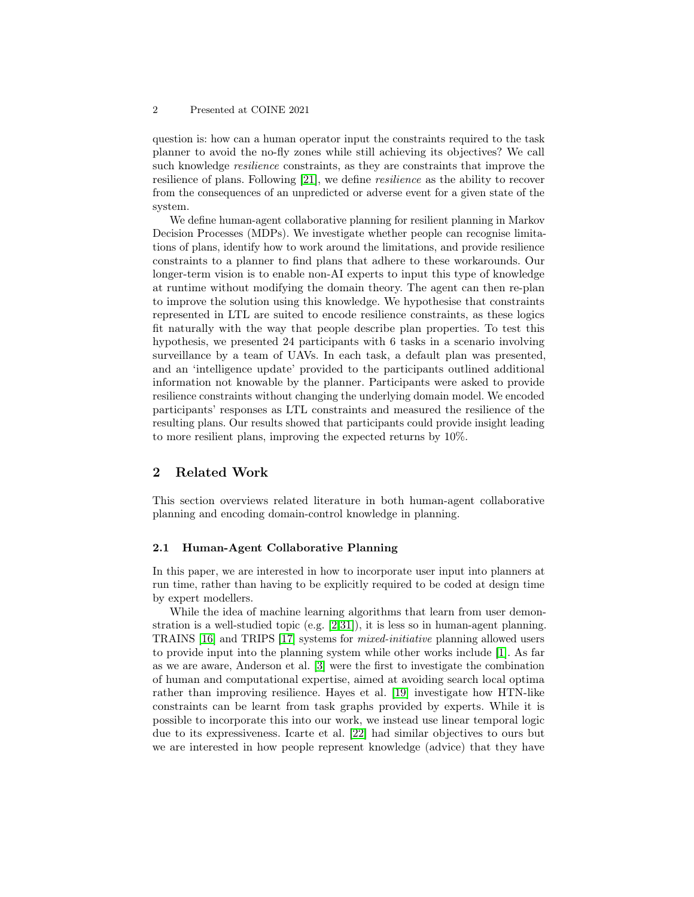question is: how can a human operator input the constraints required to the task planner to avoid the no-fly zones while still achieving its objectives? We call such knowledge *resilience* constraints, as they are constraints that improve the resilience of plans. Following [21], we define *resilience* as the ability to recover from the consequences of an unpredicted or adverse event for a given state of the system.

We define human-agent collaborative planning for resilient planning in Markov Decision Processes (MDPs). We investigate whether people can recognise limitations of plans, identify how to work around the limitations, and provide resilience constraints to a planner to find plans that adhere to these workarounds. Our longer-term vision is to enable non-AI experts to input this type of knowledge at runtime without modifying the domain theory. The agent can then re-plan to improve the solution using this knowledge. We hypothesise that constraints represented in LTL are suited to encode resilience constraints, as these logics fit naturally with the way that people describe plan properties. To test this hypothesis, we presented 24 participants with 6 tasks in a scenario involving surveillance by a team of UAVs. In each task, a default plan was presented, and an 'intelligence update' provided to the participants outlined additional information not knowable by the planner. Participants were asked to provide resilience constraints without changing the underlying domain model. We encoded participants' responses as LTL constraints and measured the resilience of the resulting plans. Our results showed that participants could provide insight leading to more resilient plans, improving the expected returns by 10%.

## 2 Related Work

This section overviews related literature in both human-agent collaborative planning and encoding domain-control knowledge in planning.

### 2.1 Human-Agent Collaborative Planning

In this paper, we are interested in how to incorporate user input into planners at run time, rather than having to be explicitly required to be coded at design time by expert modellers.

While the idea of machine learning algorithms that learn from user demonstration is a well-studied topic (e.g. [2,31]), it is less so in human-agent planning. TRAINS [16] and TRIPS [17] systems for *mixed-initiative* planning allowed users to provide input into the planning system while other works include [1]. As far as we are aware, Anderson et al. [3] were the first to investigate the combination of human and computational expertise, aimed at avoiding search local optima rather than improving resilience. Hayes et al. [19] investigate how HTN-like constraints can be learnt from task graphs provided by experts. While it is possible to incorporate this into our work, we instead use linear temporal logic due to its expressiveness. Icarte et al. [22] had similar objectives to ours but we are interested in how people represent knowledge (advice) that they have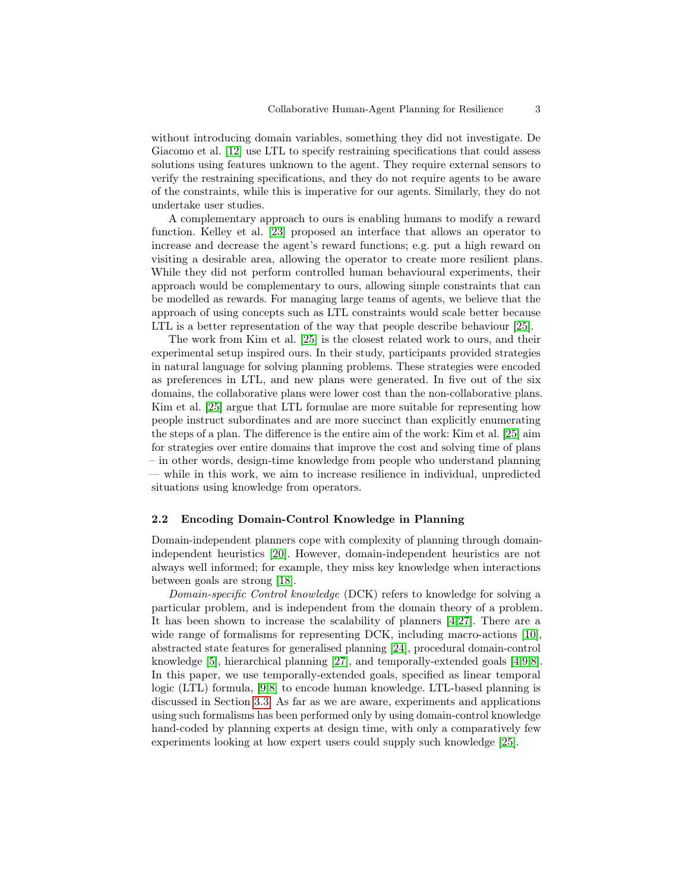without introducing domain variables, something they did not investigate. De Giacomo et al. [12] use LTL to specify restraining specifications that could assess solutions using features unknown to the agent. They require external sensors to verify the restraining specifications, and they do not require agents to be aware of the constraints, while this is imperative for our agents. Similarly, they do not undertake user studies.

A complementary approach to ours is enabling humans to modify a reward function. Kelley et al. [23] proposed an interface that allows an operator to increase and decrease the agent's reward functions; e.g. put a high reward on visiting a desirable area, allowing the operator to create more resilient plans. While they did not perform controlled human behavioural experiments, their approach would be complementary to ours, allowing simple constraints that can be modelled as rewards. For managing large teams of agents, we believe that the approach of using concepts such as LTL constraints would scale better because LTL is a better representation of the way that people describe behaviour [25].

The work from Kim et al. [25] is the closest related work to ours, and their experimental setup inspired ours. In their study, participants provided strategies in natural language for solving planning problems. These strategies were encoded as preferences in LTL, and new plans were generated. In five out of the six domains, the collaborative plans were lower cost than the non-collaborative plans. Kim et al. [25] argue that LTL formulae are more suitable for representing how people instruct subordinates and are more succinct than explicitly enumerating the steps of a plan. The difference is the entire aim of the work: Kim et al. [25] aim for strategies over entire domains that improve the cost and solving time of plans – in other words, design-time knowledge from people who understand planning — while in this work, we aim to increase resilience in individual, unpredicted situations using knowledge from operators.

### 2.2 Encoding Domain-Control Knowledge in Planning

Domain-independent planners cope with complexity of planning through domain-independent heuristics [20]. However, domain-independent heuristics are not always well informed; for example, they miss key knowledge when interactions between goals are strong [18].

*Domain-specific Control knowledge* (DCK) refers to knowledge for solving a particular problem, and is independent from the domain theory of a problem. It has been shown to increase the scalability of planners [4,27]. There are a wide range of formalisms for representing DCK, including macro-actions [10], abstracted state features for generalised planning [24], procedural domain-control knowledge [5], hierarchical planning [27], and temporally-extended goals [4,9,8]. In this paper, we use temporally-extended goals, specified as linear temporal logic (LTL) formula, [9,8] to encode human knowledge. LTL-based planning is discussed in Section 3.3. As far as we are aware, experiments and applications using such formalisms has been performed only by using domain-control knowledge hand-coded by planning experts at design time, with only a comparatively few experiments looking at how expert users could supply such knowledge [25].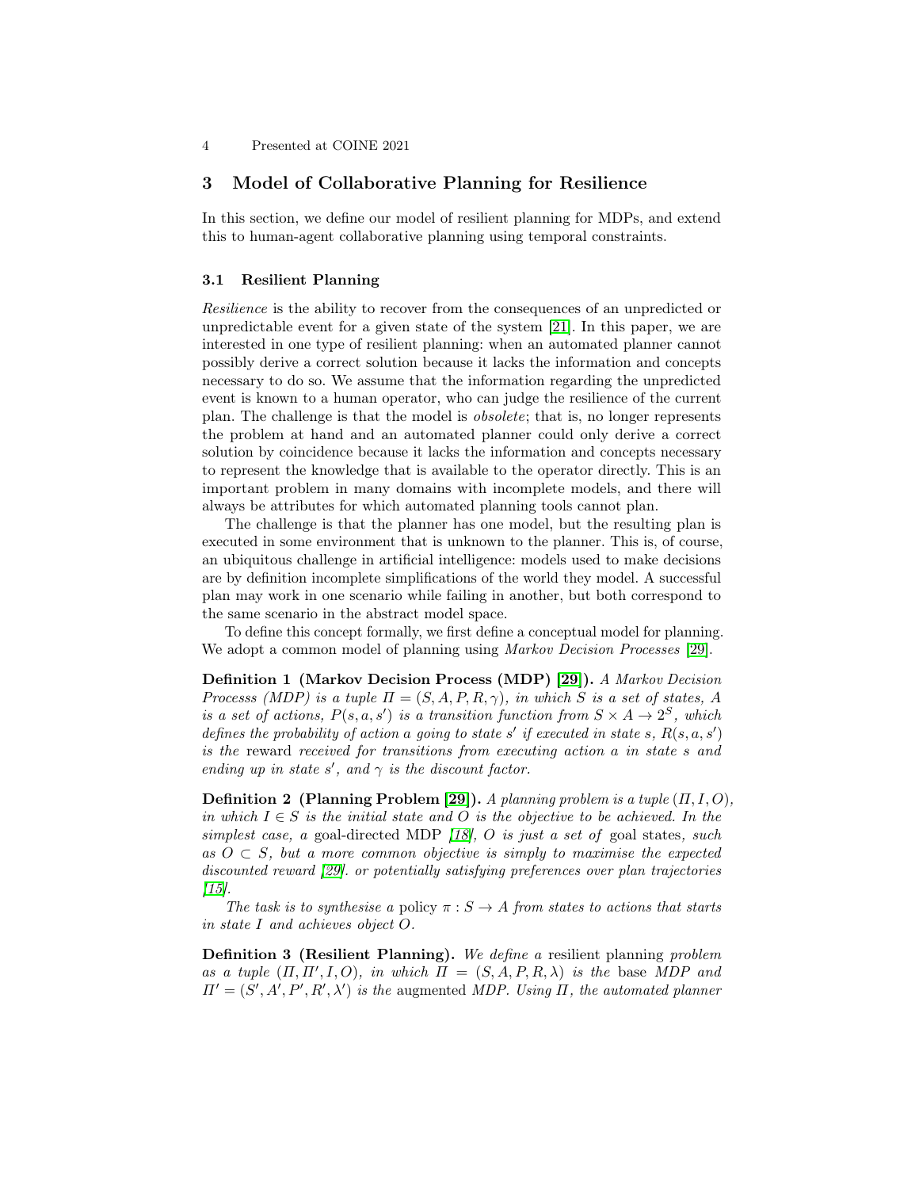## 3 Model of Collaborative Planning for Resilience

In this section, we define our model of resilient planning for MDPs, and extend this to human-agent collaborative planning using temporal constraints.

### 3.1 Resilient Planning

*Resilience* is the ability to recover from the consequences of an unpredicted or unpredictable event for a given state of the system [21]. In this paper, we are interested in one type of resilient planning: when an automated planner cannot possibly derive a correct solution because it lacks the information and concepts necessary to do so. We assume that the information regarding the unpredicted event is known to a human operator, who can judge the resilience of the current plan. The challenge is that the model is *obsolete*; that is, no longer represents the problem at hand and an automated planner could only derive a correct solution by coincidence because it lacks the information and concepts necessary to represent the knowledge that is available to the operator directly. This is an important problem in many domains with incomplete models, and there will always be attributes for which automated planning tools cannot plan.

The challenge is that the planner has one model, but the resulting plan is executed in some environment that is unknown to the planner. This is, of course, an ubiquitous challenge in artificial intelligence: models used to make decisions are by definition incomplete simplifications of the world they model. A successful plan may work in one scenario while failing in another, but both correspond to the same scenario in the abstract model space.

To define this concept formally, we first define a conceptual model for planning. We adopt a common model of planning using *Markov Decision Processes* [29].

**Definition 1 (Markov Decision Process (MDP) [29]).** *A Markov Decision Processs (MDP) is a tuple $\Pi = (S, A, P, R, \gamma)$, in which $S$ is a set of states, $A$ is a set of actions, $P(s, a, s')$ is a transition function from $S \times A \rightarrow 2^S$, which defines the probability of action $a$ going to state $s'$ if executed in state $s$, $R(s, a, s')$ is the* reward *received for transitions from executing action $a$ in state $s$ and ending up in state $s'$, and $\gamma$ is the discount factor.*

**Definition 2 (Planning Problem [29]).** *A planning problem is a tuple $(\Pi, I, O)$, in which $I \in S$ is the initial state and $O$ is the objective to be achieved. In the simplest case, a* goal-directed MDP *[18], $O$ is just a set of* goal states*, such as $O \subset S$, but a more common objective is simply to maximise the expected discounted reward [29]. or potentially satisfying preferences over plan trajectories [15].*

*The task is to synthesise a* policy *$\pi : S \rightarrow A$ from states to actions that starts in state $I$ and achieves object $O$.*

**Definition 3 (Resilient Planning).** *We define a* resilient planning *problem as a tuple $(\Pi, \Pi', I, O)$, in which $\Pi = (S, A, P, R, \lambda)$ is the* base *MDP and $\Pi' = (S', A', P', R', \lambda')$ is the* augmented *MDP. Using $\Pi$, the automated planner*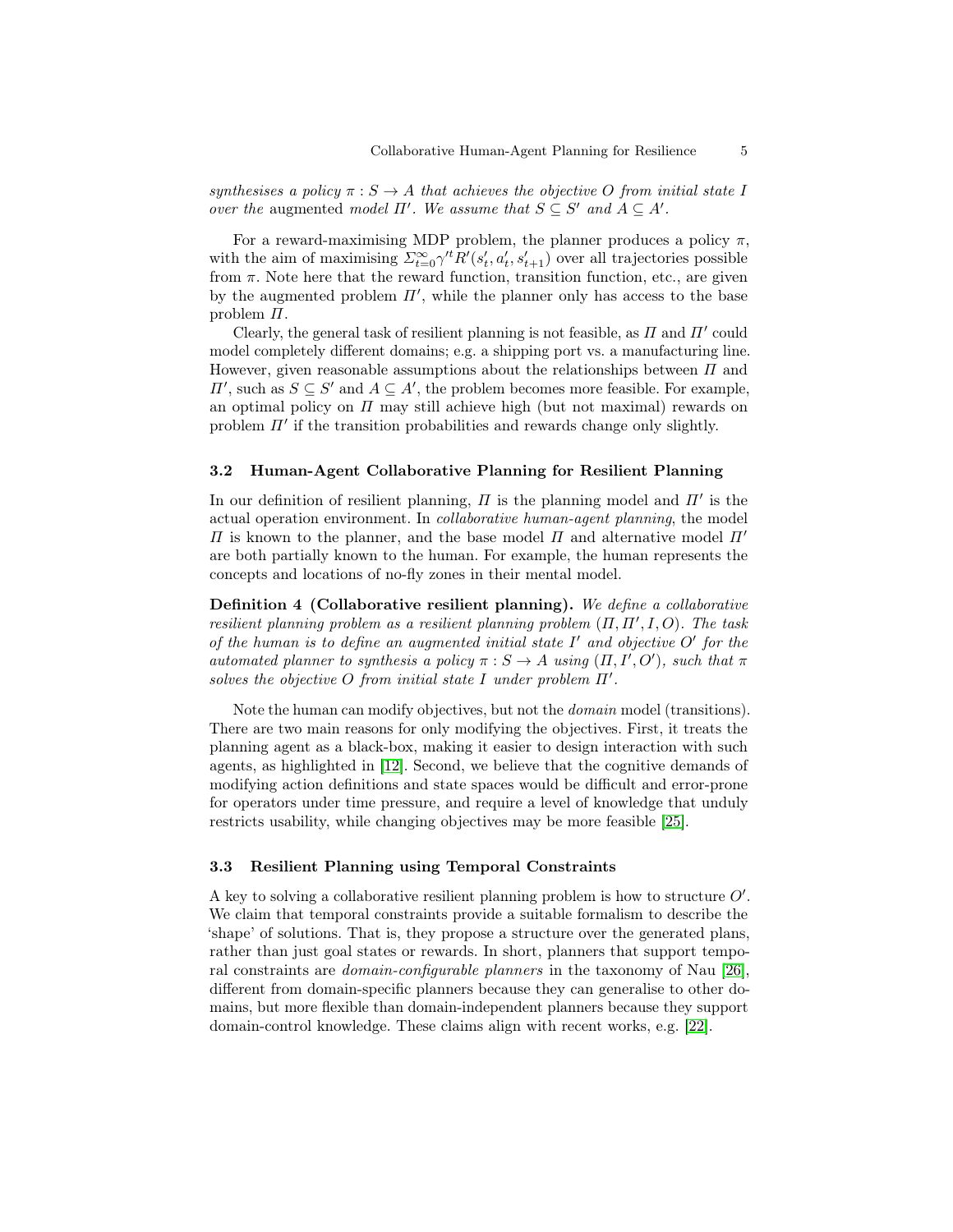*synthesises a policy $\pi : S \rightarrow A$ that achieves the objective $O$ from initial state $I$ over the* augmented *model $\Pi'$. We assume that $S \subseteq S'$ and $A \subseteq A'$.*

For a reward-maximising MDP problem, the planner produces a policy $\pi$, with the aim of maximising $\Sigma_{t=0}^{\infty} \gamma'^t R'(s'_t, a'_t, s'_{t+1})$ over all trajectories possible from $\pi$. Note here that the reward function, transition function, etc., are given by the augmented problem $\Pi'$, while the planner only has access to the base problem $\Pi$.

Clearly, the general task of resilient planning is not feasible, as $\Pi$ and $\Pi'$ could model completely different domains; e.g. a shipping port vs. a manufacturing line. However, given reasonable assumptions about the relationships between $\Pi$ and $\Pi'$, such as $S \subseteq S'$ and $A \subseteq A'$, the problem becomes more feasible. For example, an optimal policy on $\Pi$ may still achieve high (but not maximal) rewards on problem $\Pi'$ if the transition probabilities and rewards change only slightly.

### 3.2 Human-Agent Collaborative Planning for Resilient Planning

In our definition of resilient planning, $\Pi$ is the planning model and $\Pi'$ is the actual operation environment. In *collaborative human-agent planning*, the model $\Pi$ is known to the planner, and the base model $\Pi$ and alternative model $\Pi'$ are both partially known to the human. For example, the human represents the concepts and locations of no-fly zones in their mental model.

**Definition 4 (Collaborative resilient planning).** *We define a collaborative resilient planning problem as a resilient planning problem $(\Pi, \Pi', I, O)$. The task of the human is to define an augmented initial state $I'$ and objective $O'$ for the automated planner to synthesis a policy $\pi : S \rightarrow A$ using $(\Pi, I', O')$, such that $\pi$ solves the objective $O$ from initial state $I$ under problem $\Pi'$.*

Note the human can modify objectives, but not the *domain* model (transitions). There are two main reasons for only modifying the objectives. First, it treats the planning agent as a black-box, making it easier to design interaction with such agents, as highlighted in [12]. Second, we believe that the cognitive demands of modifying action definitions and state spaces would be difficult and error-prone for operators under time pressure, and require a level of knowledge that unduly restricts usability, while changing objectives may be more feasible [25].

### 3.3 Resilient Planning using Temporal Constraints

A key to solving a collaborative resilient planning problem is how to structure $O'$. We claim that temporal constraints provide a suitable formalism to describe the 'shape' of solutions. That is, they propose a structure over the generated plans, rather than just goal states or rewards. In short, planners that support temporal constraints are *domain-configurable planners* in the taxonomy of Nau [26], different from domain-specific planners because they can generalise to other domains, but more flexible than domain-independent planners because they support domain-control knowledge. These claims align with recent works, e.g. [22].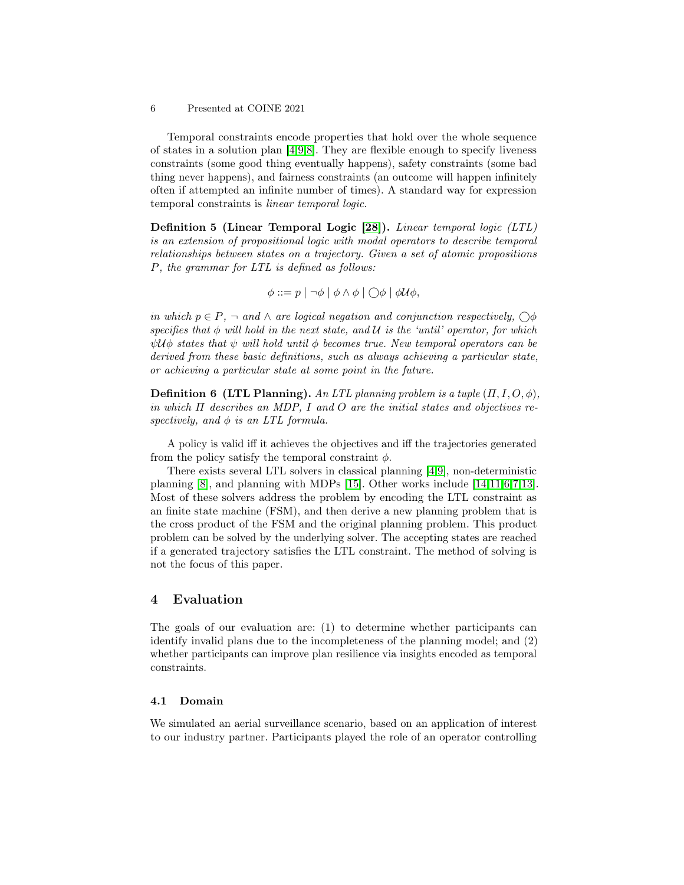Temporal constraints encode properties that hold over the whole sequence of states in a solution plan [4,9,8]. They are flexible enough to specify liveness constraints (some good thing eventually happens), safety constraints (some bad thing never happens), and fairness constraints (an outcome will happen infinitely often if attempted an infinite number of times). A standard way for expression temporal constraints is *linear temporal logic*.

**Definition 5 (Linear Temporal Logic [28]).** *Linear temporal logic (LTL) is an extension of propositional logic with modal operators to describe temporal relationships between states on a trajectory. Given a set of atomic propositions $P$, the grammar for LTL is defined as follows:*

$$\phi ::= p \mid \neg\phi \mid \phi \wedge \phi \mid \bigcirc\phi \mid \phi\mathcal{U}\phi,$$

*in which $p \in P$, $\neg$ and $\wedge$ are logical negation and conjunction respectively, $\bigcirc\phi$ specifies that $\phi$ will hold in the next state, and $\mathcal{U}$ is the 'until' operator, for which $\psi\mathcal{U}\phi$ states that $\psi$ will hold until $\phi$ becomes true. New temporal operators can be derived from these basic definitions, such as always achieving a particular state, or achieving a particular state at some point in the future.*

**Definition 6 (LTL Planning).** *An LTL planning problem is a tuple $(\Pi, I, O, \phi)$, in which $\Pi$ describes an MDP, $I$ and $O$ are the initial states and objectives respectively, and $\phi$ is an LTL formula.*

A policy is valid iff it achieves the objectives and iff the trajectories generated from the policy satisfy the temporal constraint $\phi$.

There exists several LTL solvers in classical planning [4,9], non-deterministic planning [8], and planning with MDPs [15]. Other works include [14,11,6,7,13]. Most of these solvers address the problem by encoding the LTL constraint as an finite state machine (FSM), and then derive a new planning problem that is the cross product of the FSM and the original planning problem. This product problem can be solved by the underlying solver. The accepting states are reached if a generated trajectory satisfies the LTL constraint. The method of solving is not the focus of this paper.

## 4 Evaluation

The goals of our evaluation are: (1) to determine whether participants can identify invalid plans due to the incompleteness of the planning model; and (2) whether participants can improve plan resilience via insights encoded as temporal constraints.

### 4.1 Domain

We simulated an aerial surveillance scenario, based on an application of interest to our industry partner. Participants played the role of an operator controlling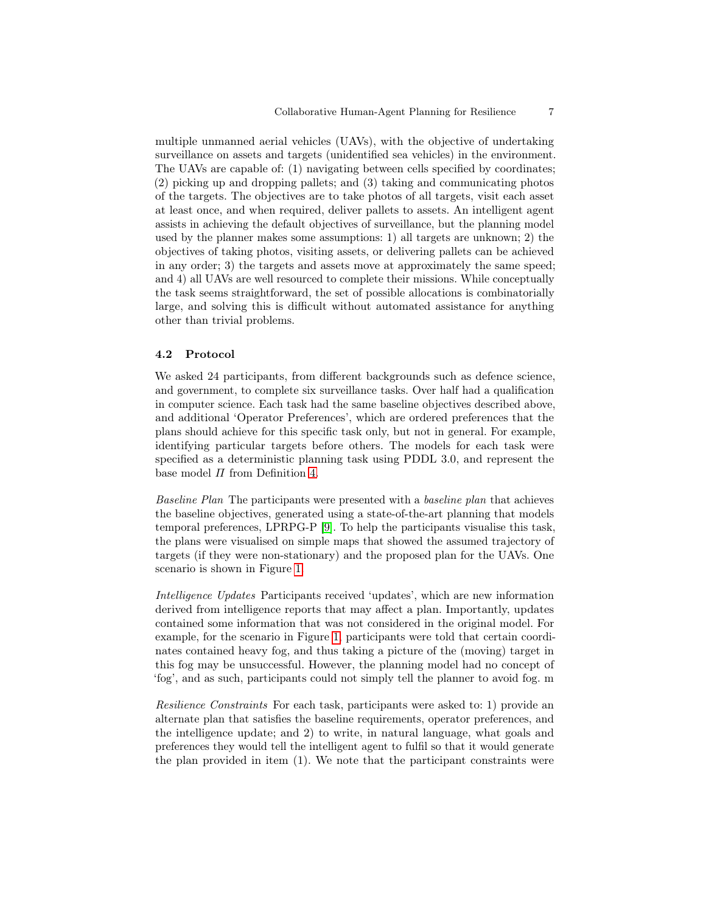multiple unmanned aerial vehicles (UAVs), with the objective of undertaking surveillance on assets and targets (unidentified sea vehicles) in the environment. The UAVs are capable of: (1) navigating between cells specified by coordinates; (2) picking up and dropping pallets; and (3) taking and communicating photos of the targets. The objectives are to take photos of all targets, visit each asset at least once, and when required, deliver pallets to assets. An intelligent agent assists in achieving the default objectives of surveillance, but the planning model used by the planner makes some assumptions: 1) all targets are unknown; 2) the objectives of taking photos, visiting assets, or delivering pallets can be achieved in any order; 3) the targets and assets move at approximately the same speed; and 4) all UAVs are well resourced to complete their missions. While conceptually the task seems straightforward, the set of possible allocations is combinatorially large, and solving this is difficult without automated assistance for anything other than trivial problems.

### 4.2 Protocol

We asked 24 participants, from different backgrounds such as defence science, and government, to complete six surveillance tasks. Over half had a qualification in computer science. Each task had the same baseline objectives described above, and additional 'Operator Preferences', which are ordered preferences that the plans should achieve for this specific task only, but not in general. For example, identifying particular targets before others. The models for each task were specified as a deterministic planning task using PDDL 3.0, and represent the base model $\Pi$ from Definition 4.

*Baseline Plan* The participants were presented with a *baseline plan* that achieves the baseline objectives, generated using a state-of-the-art planning that models temporal preferences, LPRPG-P [9]. To help the participants visualise this task, the plans were visualised on simple maps that showed the assumed trajectory of targets (if they were non-stationary) and the proposed plan for the UAVs. One scenario is shown in Figure 1.

*Intelligence Updates* Participants received 'updates', which are new information derived from intelligence reports that may affect a plan. Importantly, updates contained some information that was not considered in the original model. For example, for the scenario in Figure 1, participants were told that certain coordinates contained heavy fog, and thus taking a picture of the (moving) target in this fog may be unsuccessful. However, the planning model had no concept of 'fog', and as such, participants could not simply tell the planner to avoid fog. m

*Resilience Constraints* For each task, participants were asked to: 1) provide an alternate plan that satisfies the baseline requirements, operator preferences, and the intelligence update; and 2) to write, in natural language, what goals and preferences they would tell the intelligent agent to fulfil so that it would generate the plan provided in item (1). We note that the participant constraints were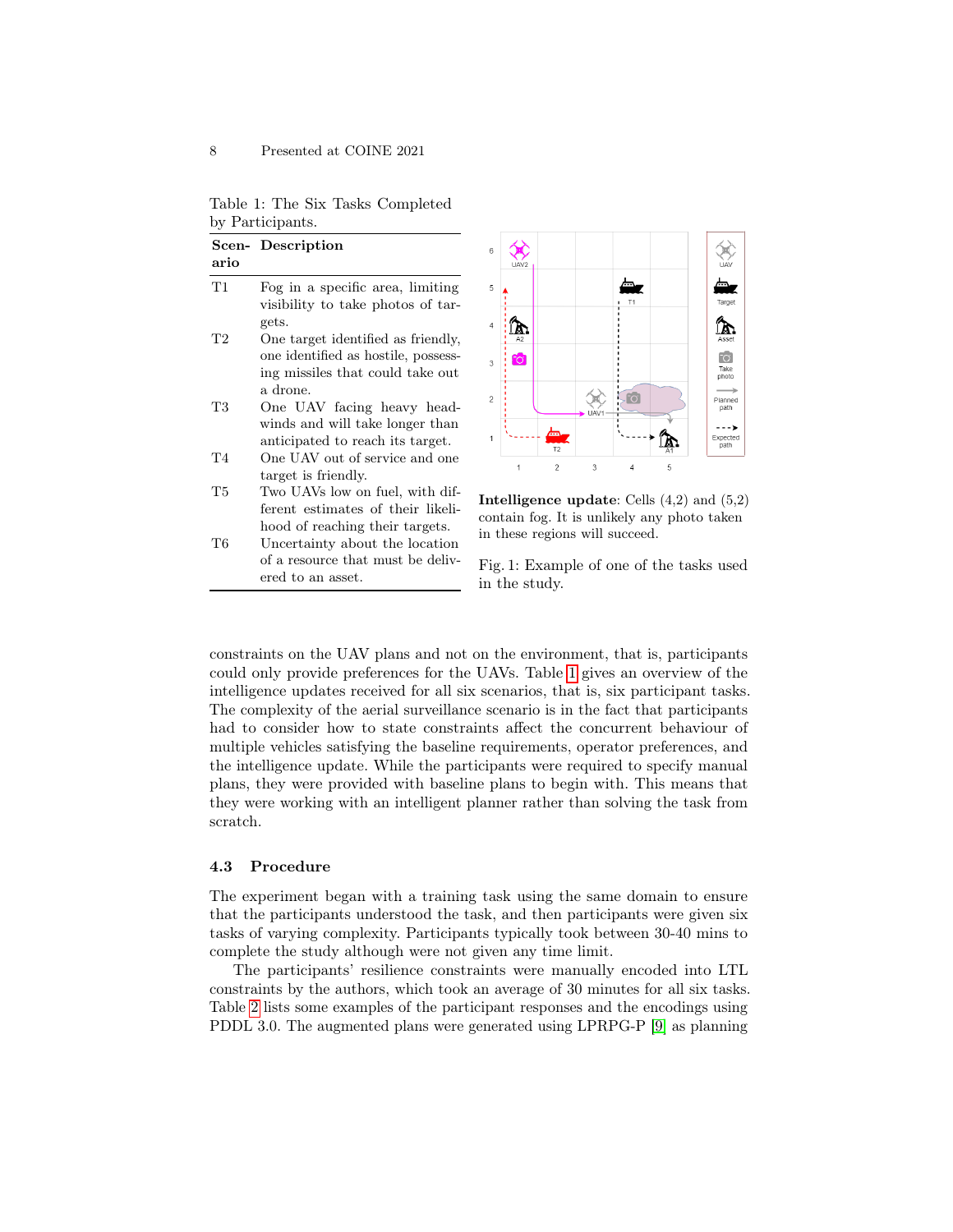Table 1: The Six Tasks Completed by Participants.

| Scenario | Description |
|---|---|
| T1 | Fog in a specific area, limiting visibility to take photos of targets. |
| T2 | One target identified as friendly, one identified as hostile, possessing missiles that could take out a drone. |
| T3 | One UAV facing heavy headwinds and will take longer than anticipated to reach its target. |
| T4 | One UAV out of service and one target is friendly. |
| T5 | Two UAVs low on fuel, with different estimates of their likelihood of reaching their targets. |
| T6 | Uncertainty about the location of a resource that must be delivered to an asset. |

**Intelligence update**: Cells (4,2) and (5,2) contain fog. It is unlikely any photo taken in these regions will succeed.

Fig. 1: Example of one of the tasks used in the study.

constraints on the UAV plans and not on the environment, that is, participants could only provide preferences for the UAVs. Table 1 gives an overview of the intelligence updates received for all six scenarios, that is, six participant tasks. The complexity of the aerial surveillance scenario is in the fact that participants had to consider how to state constraints affect the concurrent behaviour of multiple vehicles satisfying the baseline requirements, operator preferences, and the intelligence update. While the participants were required to specify manual plans, they were provided with baseline plans to begin with. This means that they were working with an intelligent planner rather than solving the task from scratch.

### 4.3 Procedure

The experiment began with a training task using the same domain to ensure that the participants understood the task, and then participants were given six tasks of varying complexity. Participants typically took between 30-40 mins to complete the study although were not given any time limit.

The participants' resilience constraints were manually encoded into LTL constraints by the authors, which took an average of 30 minutes for all six tasks. Table 2 lists some examples of the participant responses and the encodings using PDDL 3.0. The augmented plans were generated using LPRPG-P [9] as planning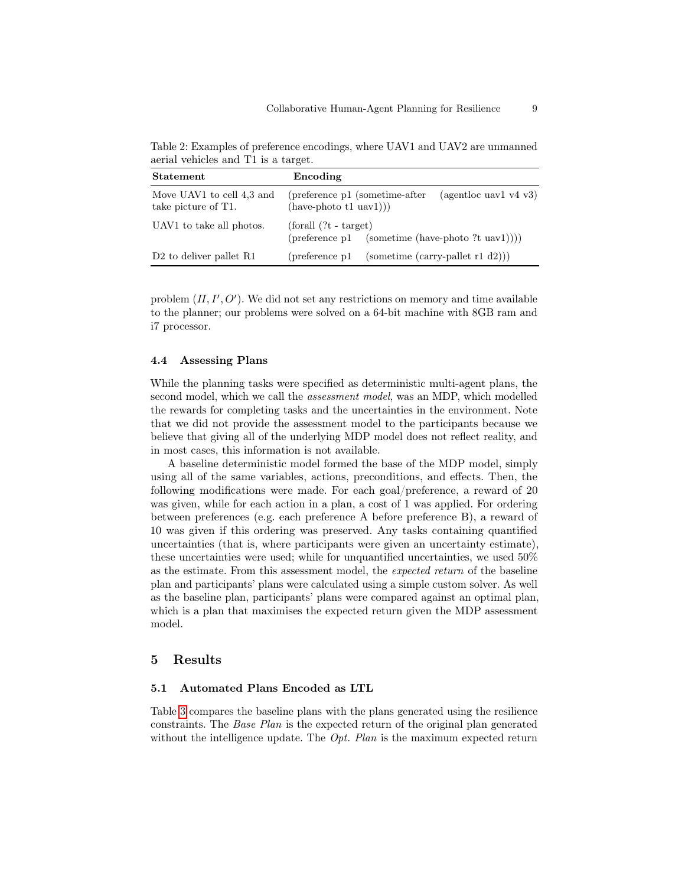Table 2: Examples of preference encodings, where UAV1 and UAV2 are unmanned aerial vehicles and T1 is a target.

| Statement | Encoding |
|---|---|
| Move UAV1 to cell 4,3 and take picture of T1. | (preference p1 (sometime-after (agentloc uav1 v4 v3) (have-photo t1 uav1))) |
| UAV1 to take all photos. | (forall (?t - target) (preference p1 (sometime (have-photo ?t uav1)))) |
| D2 to deliver pallet R1 | (preference p1 (sometime (carry-pallet r1 d2))) |

problem $(\Pi, I', O')$. We did not set any restrictions on memory and time available to the planner; our problems were solved on a 64-bit machine with 8GB ram and i7 processor.

### 4.4 Assessing Plans

While the planning tasks were specified as deterministic multi-agent plans, the second model, which we call the *assessment model*, was an MDP, which modelled the rewards for completing tasks and the uncertainties in the environment. Note that we did not provide the assessment model to the participants because we believe that giving all of the underlying MDP model does not reflect reality, and in most cases, this information is not available.

A baseline deterministic model formed the base of the MDP model, simply using all of the same variables, actions, preconditions, and effects. Then, the following modifications were made. For each goal/preference, a reward of 20 was given, while for each action in a plan, a cost of 1 was applied. For ordering between preferences (e.g. each preference A before preference B), a reward of 10 was given if this ordering was preserved. Any tasks containing quantified uncertainties (that is, where participants were given an uncertainty estimate), these uncertainties were used; while for unquantified uncertainties, we used 50% as the estimate. From this assessment model, the *expected return* of the baseline plan and participants' plans were calculated using a simple custom solver. As well as the baseline plan, participants' plans were compared against an optimal plan, which is a plan that maximises the expected return given the MDP assessment model.

## 5 Results

### 5.1 Automated Plans Encoded as LTL

Table 3 compares the baseline plans with the plans generated using the resilience constraints. The *Base Plan* is the expected return of the original plan generated without the intelligence update. The *Opt. Plan* is the maximum expected return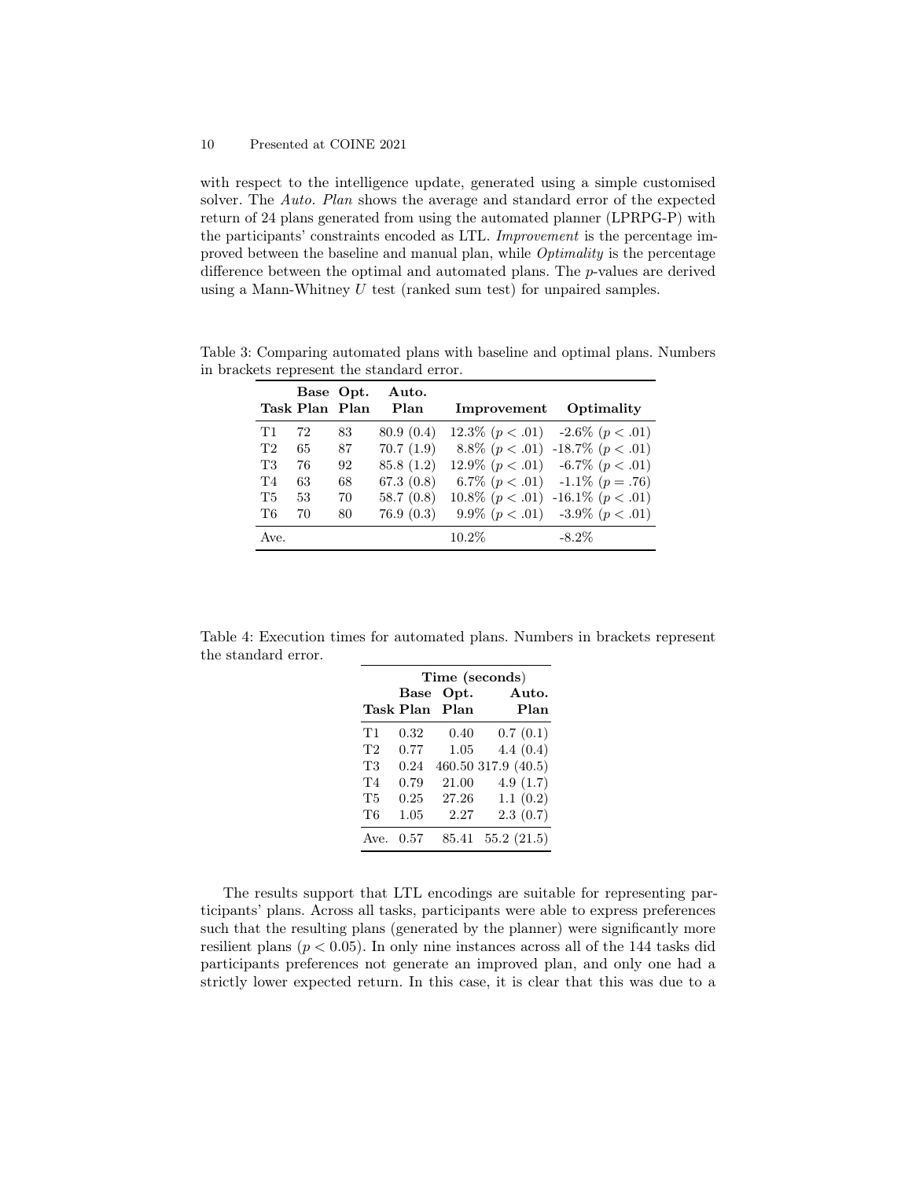with respect to the intelligence update, generated using a simple customised solver. The *Auto. Plan* shows the average and standard error of the expected return of 24 plans generated from using the automated planner (LPRPG-P) with the participants' constraints encoded as LTL. *Improvement* is the percentage improved between the baseline and manual plan, while *Optimality* is the percentage difference between the optimal and automated plans. The $p$-values are derived using a Mann-Whitney $U$ test (ranked sum test) for unpaired samples.

Table 3: Comparing automated plans with baseline and optimal plans. Numbers in brackets represent the standard error.

| Task | Base Plan | Opt. Plan | Auto. Plan | Improvement | Optimality |
|---|---|---|---|---|---|
| T1 | 72 | 83 | 80.9 (0.4) | 12.3% ($p < .01$) | -2.6% ($p < .01$) |
| T2 | 65 | 87 | 70.7 (1.9) | 8.8% ($p < .01$) | -18.7% ($p < .01$) |
| T3 | 76 | 92 | 85.8 (1.2) | 12.9% ($p < .01$) | -6.7% ($p < .01$) |
| T4 | 63 | 68 | 67.3 (0.8) | 6.7% ($p < .01$) | -1.1% ($p = .76$) |
| T5 | 53 | 70 | 58.7 (0.8) | 10.8% ($p < .01$) | -16.1% ($p < .01$) |
| T6 | 70 | 80 | 76.9 (0.3) | 9.9% ($p < .01$) | -3.9% ($p < .01$) |
| Ave. | | | | 10.2% | -8.2% |

Table 4: Execution times for automated plans. Numbers in brackets represent the standard error.

| | Time (seconds) | | |
|---|---|---|---|
| Task | Base Plan | Opt. Plan | Auto. Plan |
| T1 | 0.32 | 0.40 | 0.7 (0.1) |
| T2 | 0.77 | 1.05 | 4.4 (0.4) |
| T3 | 0.24 | 460.50 | 317.9 (40.5) |
| T4 | 0.79 | 21.00 | 4.9 (1.7) |
| T5 | 0.25 | 27.26 | 1.1 (0.2) |
| T6 | 1.05 | 2.27 | 2.3 (0.7) |
| Ave. | 0.57 | 85.41 | 55.2 (21.5) |

The results support that LTL encodings are suitable for representing participants' plans. Across all tasks, participants were able to express preferences such that the resulting plans (generated by the planner) were significantly more resilient plans ($p < 0.05$). In only nine instances across all of the 144 tasks did participants preferences not generate an improved plan, and only one had a strictly lower expected return. In this case, it is clear that this was due to a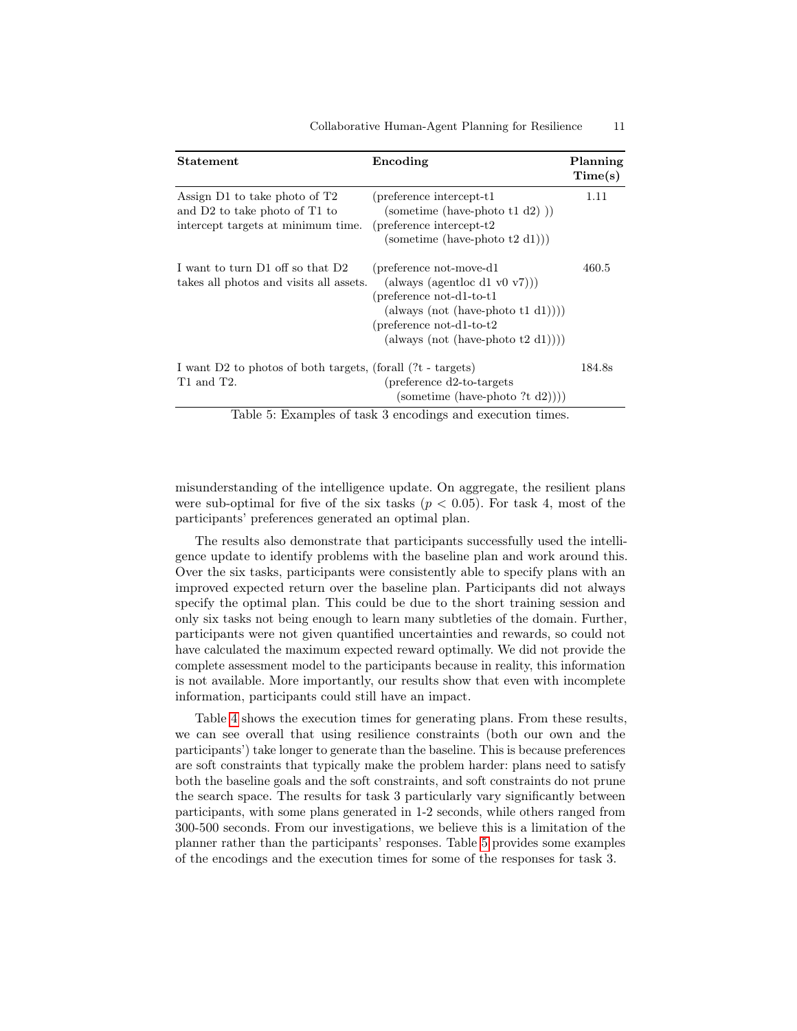| Statement | Encoding | Planning Time(s) |
|---|---|---|
| Assign D1 to take photo of T2 and D2 to take photo of T1 to intercept targets at minimum time. | (preference intercept-t1 (sometime (have-photo t1 d2) )) (preference intercept-t2 (sometime (have-photo t2 d1))) | 1.11 |
| I want to turn D1 off so that D2 takes all photos and visits all assets. | (preference not-move-d1 (always (agentloc d1 v0 v7))) (preference not-d1-to-t1 (always (not (have-photo t1 d1)))) (preference not-d1-to-t2 (always (not (have-photo t2 d1)))) | 460.5 |
| I want D2 to photos of both targets, T1 and T2. | (forall (?t - targets) (preference d2-to-targets (sometime (have-photo ?t d2)))) | 184.8s |

Table 5: Examples of task 3 encodings and execution times.

misunderstanding of the intelligence update. On aggregate, the resilient plans were sub-optimal for five of the six tasks ($p < 0.05$). For task 4, most of the participants' preferences generated an optimal plan.

The results also demonstrate that participants successfully used the intelligence update to identify problems with the baseline plan and work around this. Over the six tasks, participants were consistently able to specify plans with an improved expected return over the baseline plan. Participants did not always specify the optimal plan. This could be due to the short training session and only six tasks not being enough to learn many subtleties of the domain. Further, participants were not given quantified uncertainties and rewards, so could not have calculated the maximum expected reward optimally. We did not provide the complete assessment model to the participants because in reality, this information is not available. More importantly, our results show that even with incomplete information, participants could still have an impact.

Table 4 shows the execution times for generating plans. From these results, we can see overall that using resilience constraints (both our own and the participants') take longer to generate than the baseline. This is because preferences are soft constraints that typically make the problem harder: plans need to satisfy both the baseline goals and the soft constraints, and soft constraints do not prune the search space. The results for task 3 particularly vary significantly between participants, with some plans generated in 1-2 seconds, while others ranged from 300-500 seconds. From our investigations, we believe this is a limitation of the planner rather than the participants' responses. Table 5 provides some examples of the encodings and the execution times for some of the responses for task 3.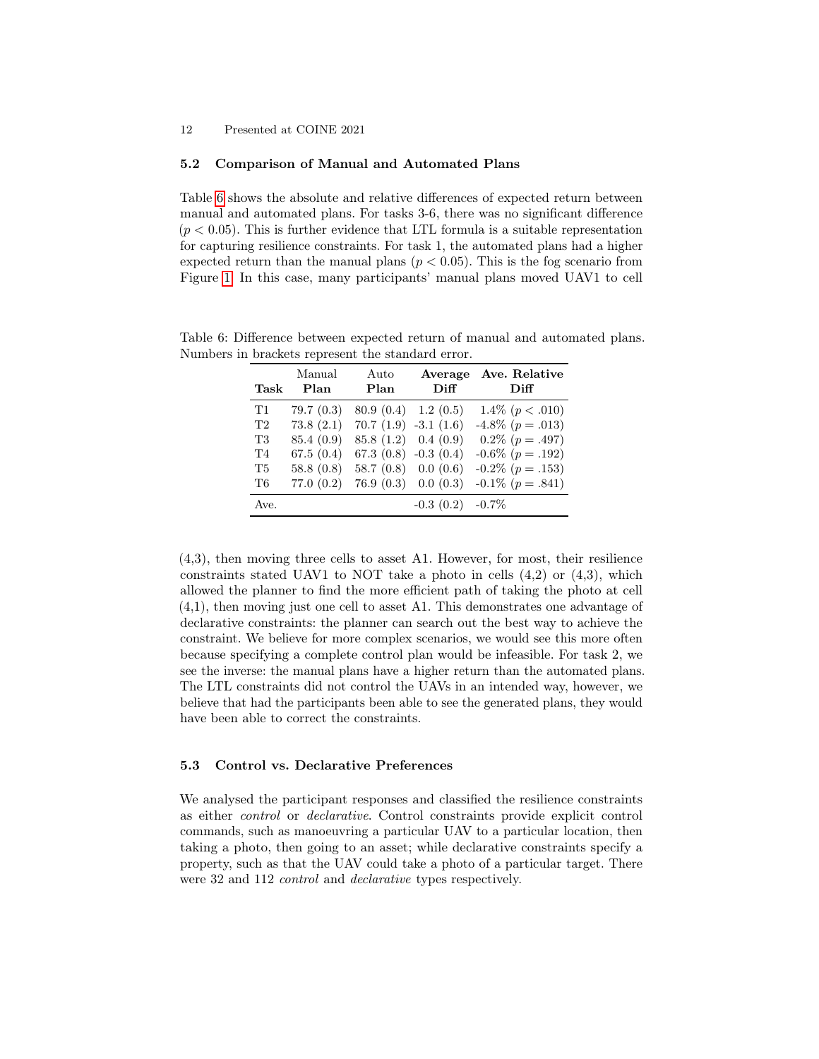### 5.2 Comparison of Manual and Automated Plans

Table 6 shows the absolute and relative differences of expected return between manual and automated plans. For tasks 3-6, there was no significant difference ($p < 0.05$). This is further evidence that LTL formula is a suitable representation for capturing resilience constraints. For task 1, the automated plans had a higher expected return than the manual plans ($p < 0.05$). This is the fog scenario from Figure 1. In this case, many participants' manual plans moved UAV1 to cell (4,3), then moving three cells to asset A1. However, for most, their resilience constraints stated UAV1 to NOT take a photo in cells (4,2) or (4,3), which allowed the planner to find the more efficient path of taking the photo at cell (4,1), then moving just one cell to asset A1. This demonstrates one advantage of declarative constraints: the planner can search out the best way to achieve the constraint. We believe for more complex scenarios, we would see this more often because specifying a complete control plan would be infeasible. For task 2, we see the inverse: the manual plans have a higher return than the automated plans. The LTL constraints did not control the UAVs in an intended way, however, we believe that had the participants been able to see the generated plans, they would have been able to correct the constraints.

Table 6: Difference between expected return of manual and automated plans. Numbers in brackets represent the standard error.

| **Task** | Manual **Plan** | Auto **Plan** | **Average Diff** | **Ave. Relative Diff** |
|---|---|---|---|---|
| T1 | 79.7 (0.3) | 80.9 (0.4) | 1.2 (0.5) | 1.4% ($p < .010$) |
| T2 | 73.8 (2.1) | 70.7 (1.9) | -3.1 (1.6) | -4.8% ($p = .013$) |
| T3 | 85.4 (0.9) | 85.8 (1.2) | 0.4 (0.9) | 0.2% ($p = .497$) |
| T4 | 67.5 (0.4) | 67.3 (0.8) | -0.3 (0.4) | -0.6% ($p = .192$) |
| T5 | 58.8 (0.8) | 58.7 (0.8) | 0.0 (0.6) | -0.2% ($p = .153$) |
| T6 | 77.0 (0.2) | 76.9 (0.3) | 0.0 (0.3) | -0.1% ($p = .841$) |
| Ave. | | | -0.3 (0.2) | -0.7% |

### 5.3 Control vs. Declarative Preferences

We analysed the participant responses and classified the resilience constraints as either *control* or *declarative*. Control constraints provide explicit control commands, such as manoeuvring a particular UAV to a particular location, then taking a photo, then going to an asset; while declarative constraints specify a property, such as that the UAV could take a photo of a particular target. There were 32 and 112 *control* and *declarative* types respectively.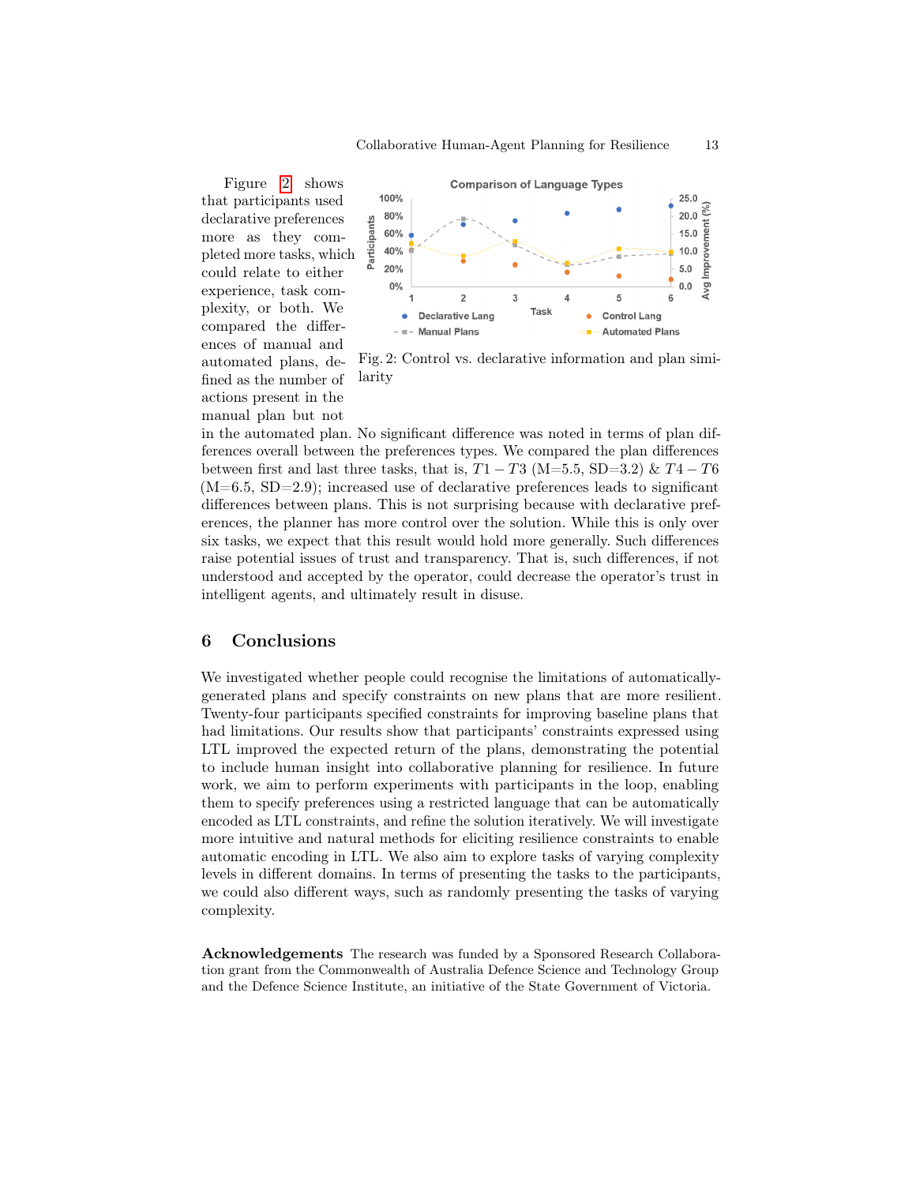Figure 2 shows that participants used declarative preferences more as they completed more tasks, which could relate to either experience, task complexity, or both. We compared the differences of manual and automated plans, defined as the number of actions present in the manual plan but not in the automated plan. No significant difference was noted in terms of plan differences overall between the preferences types. We compared the plan differences between first and last three tasks, that is, $T1 - T3$ (M=5.5, SD=3.2) & $T4 - T6$ (M=6.5, SD=2.9); increased use of declarative preferences leads to significant differences between plans. This is not surprising because with declarative preferences, the planner has more control over the solution. While this is only over six tasks, we expect that this result would hold more generally. Such differences raise potential issues of trust and transparency. That is, such differences, if not understood and accepted by the operator, could decrease the operator's trust in intelligent agents, and ultimately result in disuse.

Fig. 2: Control vs. declarative information and plan similarity

## 6 Conclusions

We investigated whether people could recognise the limitations of automatically-generated plans and specify constraints on new plans that are more resilient. Twenty-four participants specified constraints for improving baseline plans that had limitations. Our results show that participants' constraints expressed using LTL improved the expected return of the plans, demonstrating the potential to include human insight into collaborative planning for resilience. In future work, we aim to perform experiments with participants in the loop, enabling them to specify preferences using a restricted language that can be automatically encoded as LTL constraints, and refine the solution iteratively. We will investigate more intuitive and natural methods for eliciting resilience constraints to enable automatic encoding in LTL. We also aim to explore tasks of varying complexity levels in different domains. In terms of presenting the tasks to the participants, we could also different ways, such as randomly presenting the tasks of varying complexity.

**Acknowledgements** The research was funded by a Sponsored Research Collaboration grant from the Commonwealth of Australia Defence Science and Technology Group and the Defence Science Institute, an initiative of the State Government of Victoria.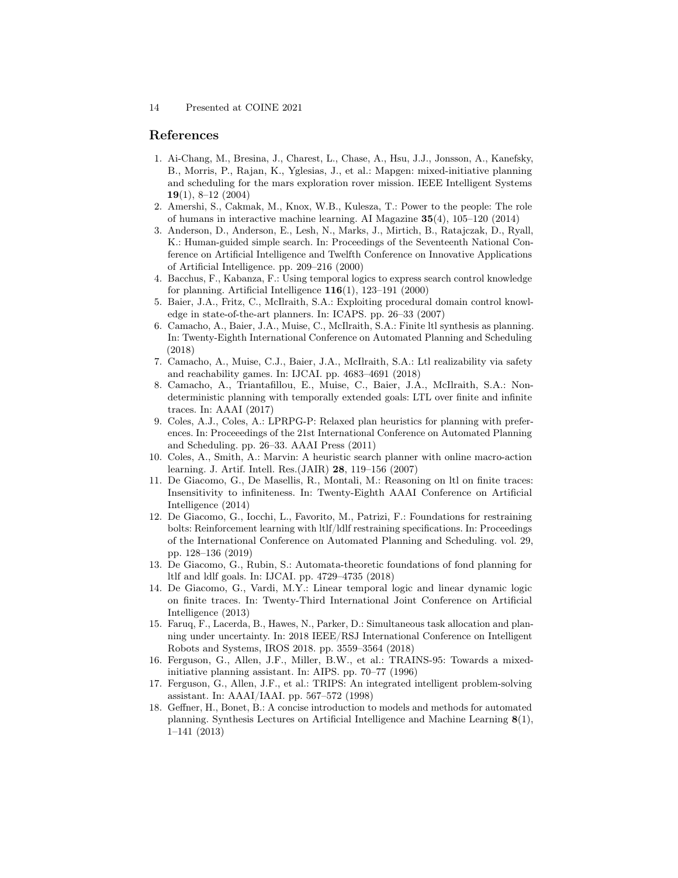## References

1. Ai-Chang, M., Bresina, J., Charest, L., Chase, A., Hsu, J.J., Jonsson, A., Kanefsky, B., Morris, P., Rajan, K., Yglesias, J., et al.: Mapgen: mixed-initiative planning and scheduling for the mars exploration rover mission. IEEE Intelligent Systems **19**(1), 8–12 (2004)
2. Amershi, S., Cakmak, M., Knox, W.B., Kulesza, T.: Power to the people: The role of humans in interactive machine learning. AI Magazine **35**(4), 105–120 (2014)
3. Anderson, D., Anderson, E., Lesh, N., Marks, J., Mirtich, B., Ratajczak, D., Ryall, K.: Human-guided simple search. In: Proceedings of the Seventeenth National Conference on Artificial Intelligence and Twelfth Conference on Innovative Applications of Artificial Intelligence. pp. 209–216 (2000)
4. Bacchus, F., Kabanza, F.: Using temporal logics to express search control knowledge for planning. Artificial Intelligence **116**(1), 123–191 (2000)
5. Baier, J.A., Fritz, C., McIlraith, S.A.: Exploiting procedural domain control knowledge in state-of-the-art planners. In: ICAPS. pp. 26–33 (2007)
6. Camacho, A., Baier, J.A., Muise, C., McIlraith, S.A.: Finite ltl synthesis as planning. In: Twenty-Eighth International Conference on Automated Planning and Scheduling (2018)
7. Camacho, A., Muise, C.J., Baier, J.A., McIlraith, S.A.: Ltl realizability via safety and reachability games. In: IJCAI. pp. 4683–4691 (2018)
8. Camacho, A., Triantafillou, E., Muise, C., Baier, J.A., McIlraith, S.A.: Non-deterministic planning with temporally extended goals: LTL over finite and infinite traces. In: AAAI (2017)
9. Coles, A.J., Coles, A.: LPRPG-P: Relaxed plan heuristics for planning with preferences. In: Proceeedings of the 21st International Conference on Automated Planning and Scheduling. pp. 26–33. AAAI Press (2011)
10. Coles, A., Smith, A.: Marvin: A heuristic search planner with online macro-action learning. J. Artif. Intell. Res.(JAIR) **28**, 119–156 (2007)
11. De Giacomo, G., De Masellis, R., Montali, M.: Reasoning on ltl on finite traces: Insensitivity to infiniteness. In: Twenty-Eighth AAAI Conference on Artificial Intelligence (2014)
12. De Giacomo, G., Iocchi, L., Favorito, M., Patrizi, F.: Foundations for restraining bolts: Reinforcement learning with ltlf/ldlf restraining specifications. In: Proceedings of the International Conference on Automated Planning and Scheduling. vol. 29, pp. 128–136 (2019)
13. De Giacomo, G., Rubin, S.: Automata-theoretic foundations of fond planning for ltlf and ldlf goals. In: IJCAI. pp. 4729–4735 (2018)
14. De Giacomo, G., Vardi, M.Y.: Linear temporal logic and linear dynamic logic on finite traces. In: Twenty-Third International Joint Conference on Artificial Intelligence (2013)
15. Faruq, F., Lacerda, B., Hawes, N., Parker, D.: Simultaneous task allocation and planning under uncertainty. In: 2018 IEEE/RSJ International Conference on Intelligent Robots and Systems, IROS 2018. pp. 3559–3564 (2018)
16. Ferguson, G., Allen, J.F., Miller, B.W., et al.: TRAINS-95: Towards a mixed-initiative planning assistant. In: AIPS. pp. 70–77 (1996)
17. Ferguson, G., Allen, J.F., et al.: TRIPS: An integrated intelligent problem-solving assistant. In: AAAI/IAAI. pp. 567–572 (1998)
18. Geffner, H., Bonet, B.: A concise introduction to models and methods for automated planning. Synthesis Lectures on Artificial Intelligence and Machine Learning **8**(1), 1–141 (2013)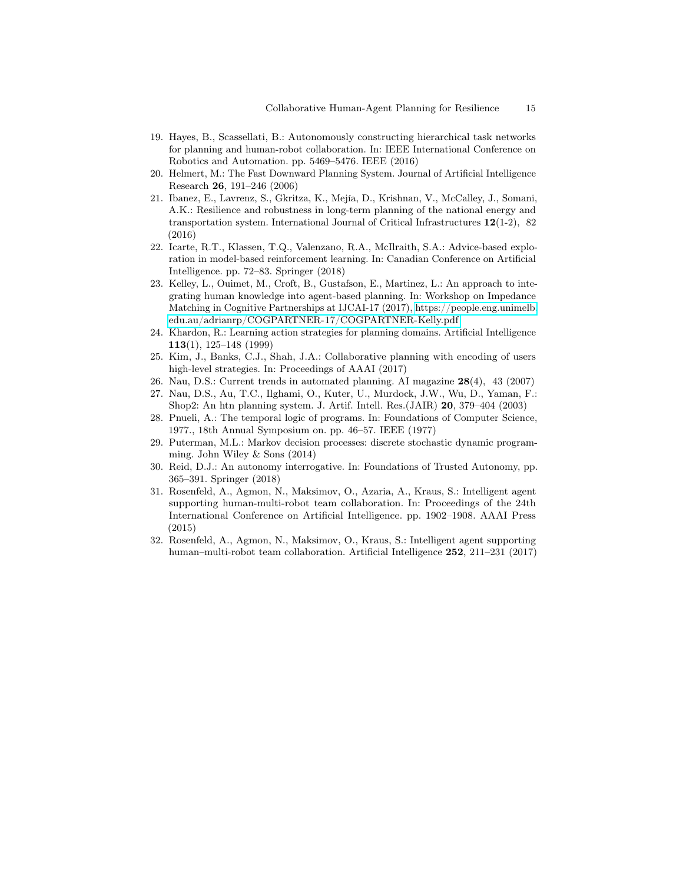19. Hayes, B., Scassellati, B.: Autonomously constructing hierarchical task networks for planning and human-robot collaboration. In: IEEE International Conference on Robotics and Automation. pp. 5469–5476. IEEE (2016)
20. Helmert, M.: The Fast Downward Planning System. Journal of Artificial Intelligence Research **26**, 191–246 (2006)
21. Ibanez, E., Lavrenz, S., Gkritza, K., Mejía, D., Krishnan, V., McCalley, J., Somani, A.K.: Resilience and robustness in long-term planning of the national energy and transportation system. International Journal of Critical Infrastructures **12**(1-2), 82 (2016)
22. Icarte, R.T., Klassen, T.Q., Valenzano, R.A., McIlraith, S.A.: Advice-based exploration in model-based reinforcement learning. In: Canadian Conference on Artificial Intelligence. pp. 72–83. Springer (2018)
23. Kelley, L., Ouimet, M., Croft, B., Gustafson, E., Martinez, L.: An approach to integrating human knowledge into agent-based planning. In: Workshop on Impedance Matching in Cognitive Partnerships at IJCAI-17 (2017), https://people.eng.unimelb.edu.au/adrianrp/COGPARTNER-17/COGPARTNER-Kelly.pdf
24. Khardon, R.: Learning action strategies for planning domains. Artificial Intelligence **113**(1), 125–148 (1999)
25. Kim, J., Banks, C.J., Shah, J.A.: Collaborative planning with encoding of users high-level strategies. In: Proceedings of AAAI (2017)
26. Nau, D.S.: Current trends in automated planning. AI magazine **28**(4), 43 (2007)
27. Nau, D.S., Au, T.C., Ilghami, O., Kuter, U., Murdock, J.W., Wu, D., Yaman, F.: Shop2: An htn planning system. J. Artif. Intell. Res.(JAIR) **20**, 379–404 (2003)
28. Pnueli, A.: The temporal logic of programs. In: Foundations of Computer Science, 1977., 18th Annual Symposium on. pp. 46–57. IEEE (1977)
29. Puterman, M.L.: Markov decision processes: discrete stochastic dynamic programming. John Wiley & Sons (2014)
30. Reid, D.J.: An autonomy interrogative. In: Foundations of Trusted Autonomy, pp. 365–391. Springer (2018)
31. Rosenfeld, A., Agmon, N., Maksimov, O., Azaria, A., Kraus, S.: Intelligent agent supporting human-multi-robot team collaboration. In: Proceedings of the 24th International Conference on Artificial Intelligence. pp. 1902–1908. AAAI Press (2015)
32. Rosenfeld, A., Agmon, N., Maksimov, O., Kraus, S.: Intelligent agent supporting human–multi-robot team collaboration. Artificial Intelligence **252**, 211–231 (2017)